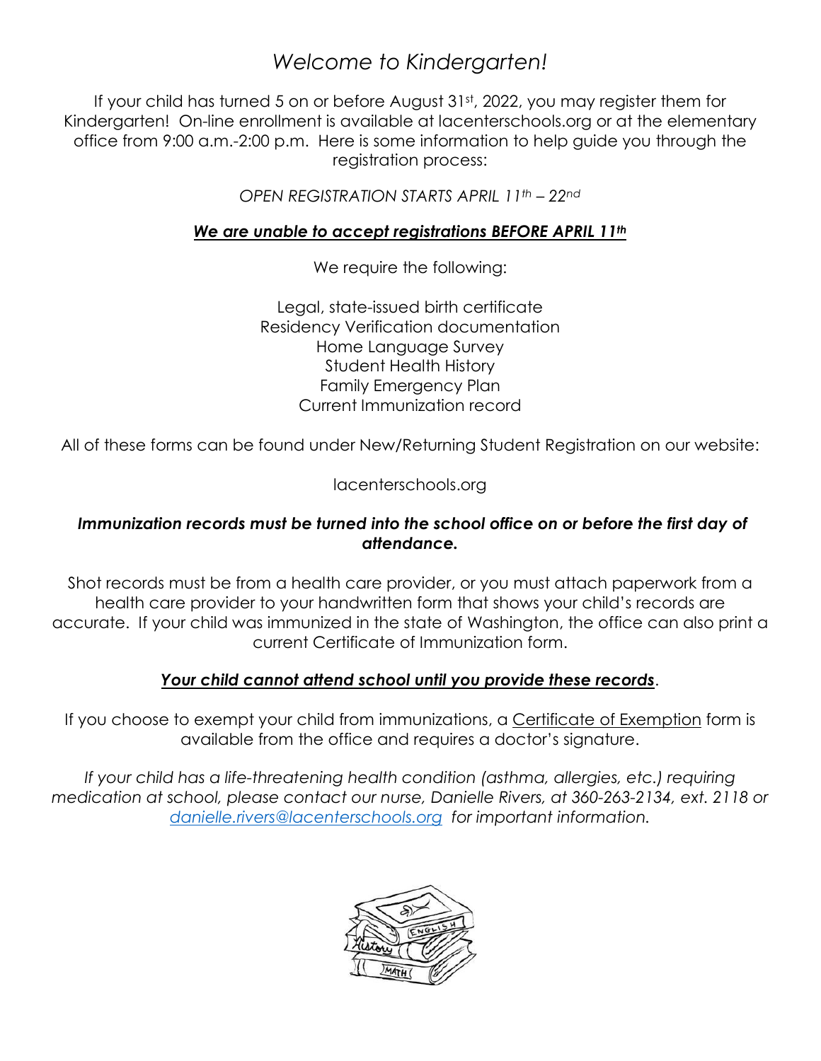# *Welcome to Kindergarten!*

If your child has turned 5 on or before August 31st, 2022, you may register them for Kindergarten! On-line enrollment is available at lacenterschools.org or at the elementary office from 9:00 a.m.-2:00 p.m. Here is some information to help guide you through the registration process:

*OPEN REGISTRATION STARTS APRIL 11th – 22nd*

***We are unable to accept registrations BEFORE APRIL 11th***

We require the following:

Legal, state-issued birth certificate
Residency Verification documentation
Home Language Survey
Student Health History
Family Emergency Plan
Current Immunization record

All of these forms can be found under New/Returning Student Registration on our website:

lacenterschools.org

***Immunization records must be turned into the school office on or before the first day of attendance.***

Shot records must be from a health care provider, or you must attach paperwork from a health care provider to your handwritten form that shows your child's records are accurate. If your child was immunized in the state of Washington, the office can also print a current Certificate of Immunization form.

***Your child cannot attend school until you provide these records***.

If you choose to exempt your child from immunizations, a Certificate of Exemption form is available from the office and requires a doctor's signature.

*If your child has a life-threatening health condition (asthma, allergies, etc.) requiring medication at school, please contact our nurse, Danielle Rivers, at 360-263-2134, ext. 2118 or danielle.rivers@lacenterschools.org for important information.*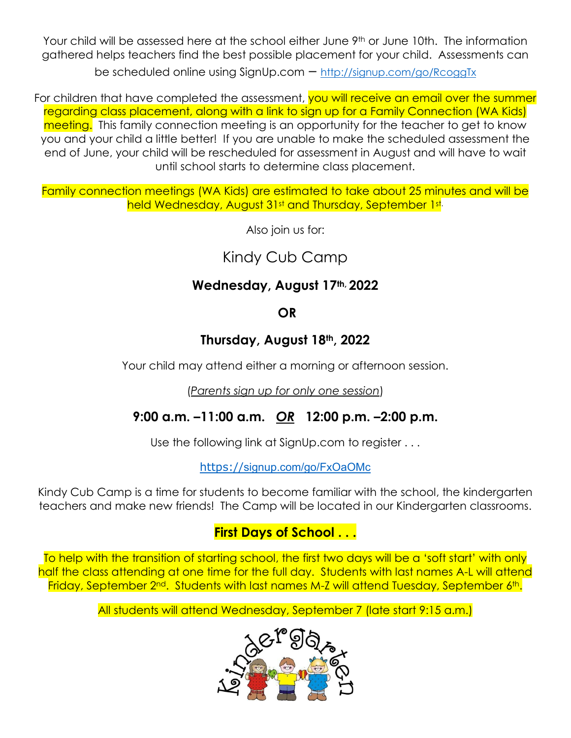Your child will be assessed here at the school either June 9th or June 10th. The information gathered helps teachers find the best possible placement for your child. Assessments can be scheduled online using SignUp.com – http://signup.com/go/RcoggTx

For children that have completed the assessment, you will receive an email over the summer regarding class placement, along with a link to sign up for a Family Connection (WA Kids) meeting. This family connection meeting is an opportunity for the teacher to get to know you and your child a little better! If you are unable to make the scheduled assessment the end of June, your child will be rescheduled for assessment in August and will have to wait until school starts to determine class placement.

Family connection meetings (WA Kids) are estimated to take about 25 minutes and will be held Wednesday, August 31st and Thursday, September 1st.

Also join us for:

## Kindy Cub Camp

**Wednesday, August 17th, 2022**

**OR**

**Thursday, August 18th, 2022**

Your child may attend either a morning or afternoon session.

(*Parents sign up for only one session*)

**9:00 a.m. –11:00 a.m.** ***OR*** **12:00 p.m. –2:00 p.m.**

Use the following link at SignUp.com to register . . .

https://signup.com/go/FxOaOMc

Kindy Cub Camp is a time for students to become familiar with the school, the kindergarten teachers and make new friends! The Camp will be located in our Kindergarten classrooms.

## First Days of School . . .

To help with the transition of starting school, the first two days will be a 'soft start' with only half the class attending at one time for the full day. Students with last names A-L will attend Friday, September 2nd. Students with last names M-Z will attend Tuesday, September 6th.

All students will attend Wednesday, September 7 (late start 9:15 a.m.)

Kindergarten